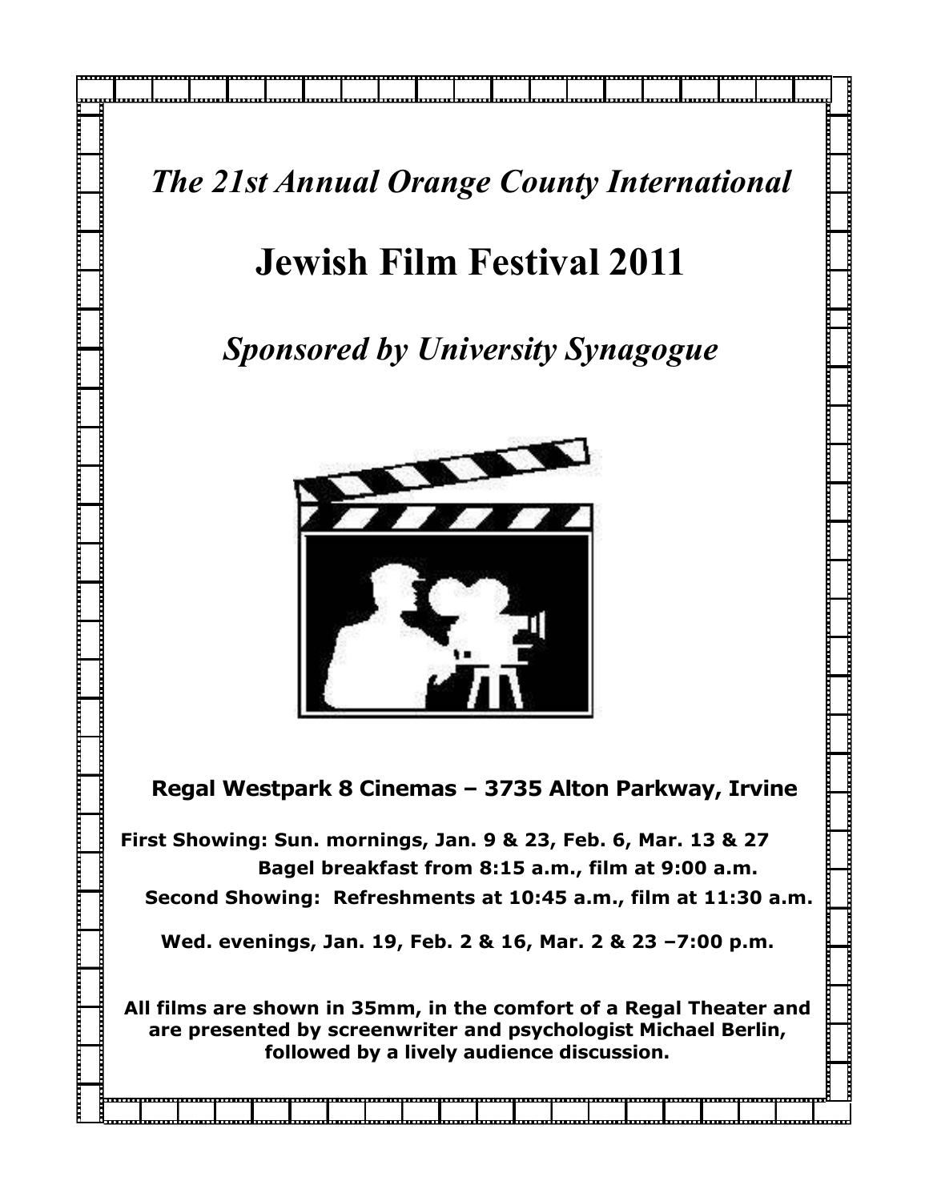*The 21st Annual Orange County International*

# Jewish Film Festival 2011

*Sponsored by University Synagogue*

**Regal Westpark 8 Cinemas – 3735 Alton Parkway, Irvine**

**First Showing: Sun. mornings, Jan. 9 & 23, Feb. 6, Mar. 13 & 27**

**Bagel breakfast from 8:15 a.m., film at 9:00 a.m.**

**Second Showing: Refreshments at 10:45 a.m., film at 11:30 a.m.**

**Wed. evenings, Jan. 19, Feb. 2 & 16, Mar. 2 & 23 –7:00 p.m.**

**All films are shown in 35mm, in the comfort of a Regal Theater and are presented by screenwriter and psychologist Michael Berlin, followed by a lively audience discussion.**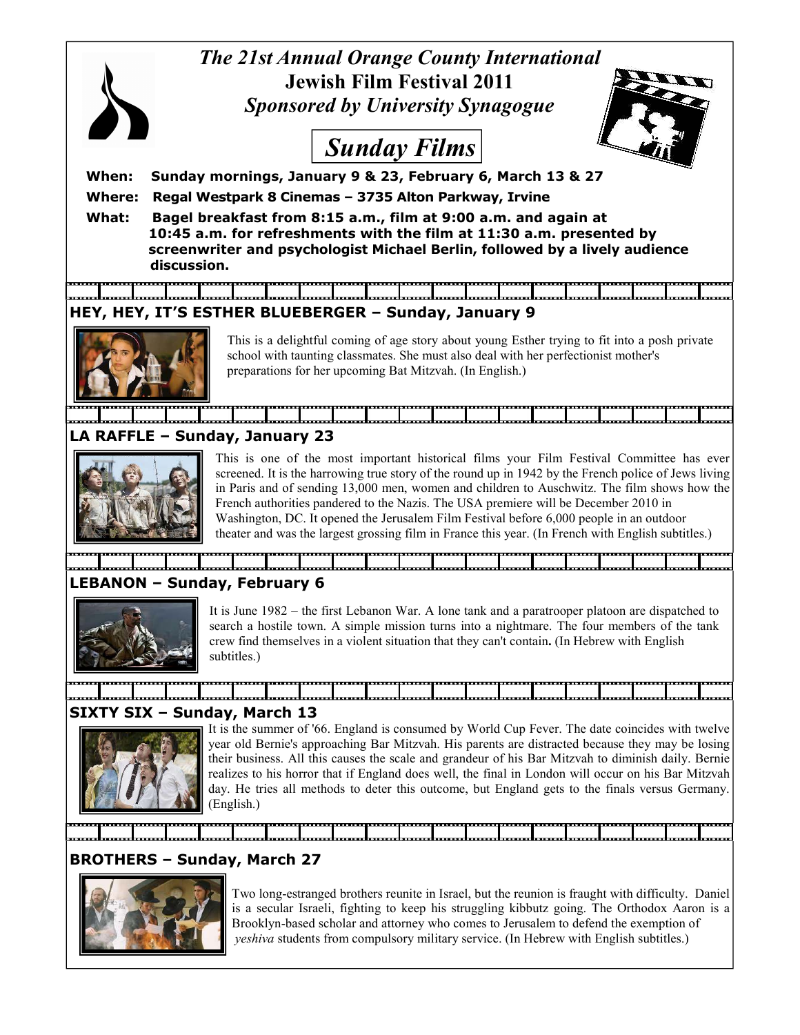# *The 21st Annual Orange County International* **Jewish Film Festival 2011** *Sponsored by University Synagogue*

## *Sunday Films*

**When:** **Sunday mornings, January 9 & 23, February 6, March 13 & 27**

**Where:** **Regal Westpark 8 Cinemas – 3735 Alton Parkway, Irvine**

**What:** **Bagel breakfast from 8:15 a.m., film at 9:00 a.m. and again at 10:45 a.m. for refreshments with the film at 11:30 a.m. presented by screenwriter and psychologist Michael Berlin, followed by a lively audience discussion.**

### HEY, HEY, IT'S ESTHER BLUEBERGER – Sunday, January 9

This is a delightful coming of age story about young Esther trying to fit into a posh private school with taunting classmates. She must also deal with her perfectionist mother's preparations for her upcoming Bat Mitzvah. (In English.)

### LA RAFFLE – Sunday, January 23

This is one of the most important historical films your Film Festival Committee has ever screened. It is the harrowing true story of the round up in 1942 by the French police of Jews living in Paris and of sending 13,000 men, women and children to Auschwitz. The film shows how the French authorities pandered to the Nazis. The USA premiere will be December 2010 in Washington, DC. It opened the Jerusalem Film Festival before 6,000 people in an outdoor theater and was the largest grossing film in France this year. (In French with English subtitles.)

### LEBANON – Sunday, February 6

It is June 1982 – the first Lebanon War. A lone tank and a paratrooper platoon are dispatched to search a hostile town. A simple mission turns into a nightmare. The four members of the tank crew find themselves in a violent situation that they can't contain**.** (In Hebrew with English subtitles.)

### SIXTY SIX – Sunday, March 13

It is the summer of '66. England is consumed by World Cup Fever. The date coincides with twelve year old Bernie's approaching Bar Mitzvah. His parents are distracted because they may be losing their business. All this causes the scale and grandeur of his Bar Mitzvah to diminish daily. Bernie realizes to his horror that if England does well, the final in London will occur on his Bar Mitzvah day. He tries all methods to deter this outcome, but England gets to the finals versus Germany. (English.)

### BROTHERS – Sunday, March 27

Two long-estranged brothers reunite in Israel, but the reunion is fraught with difficulty. Daniel is a secular Israeli, fighting to keep his struggling kibbutz going. The Orthodox Aaron is a Brooklyn-based scholar and attorney who comes to Jerusalem to defend the exemption of *yeshiva* students from compulsory military service. (In Hebrew with English subtitles.)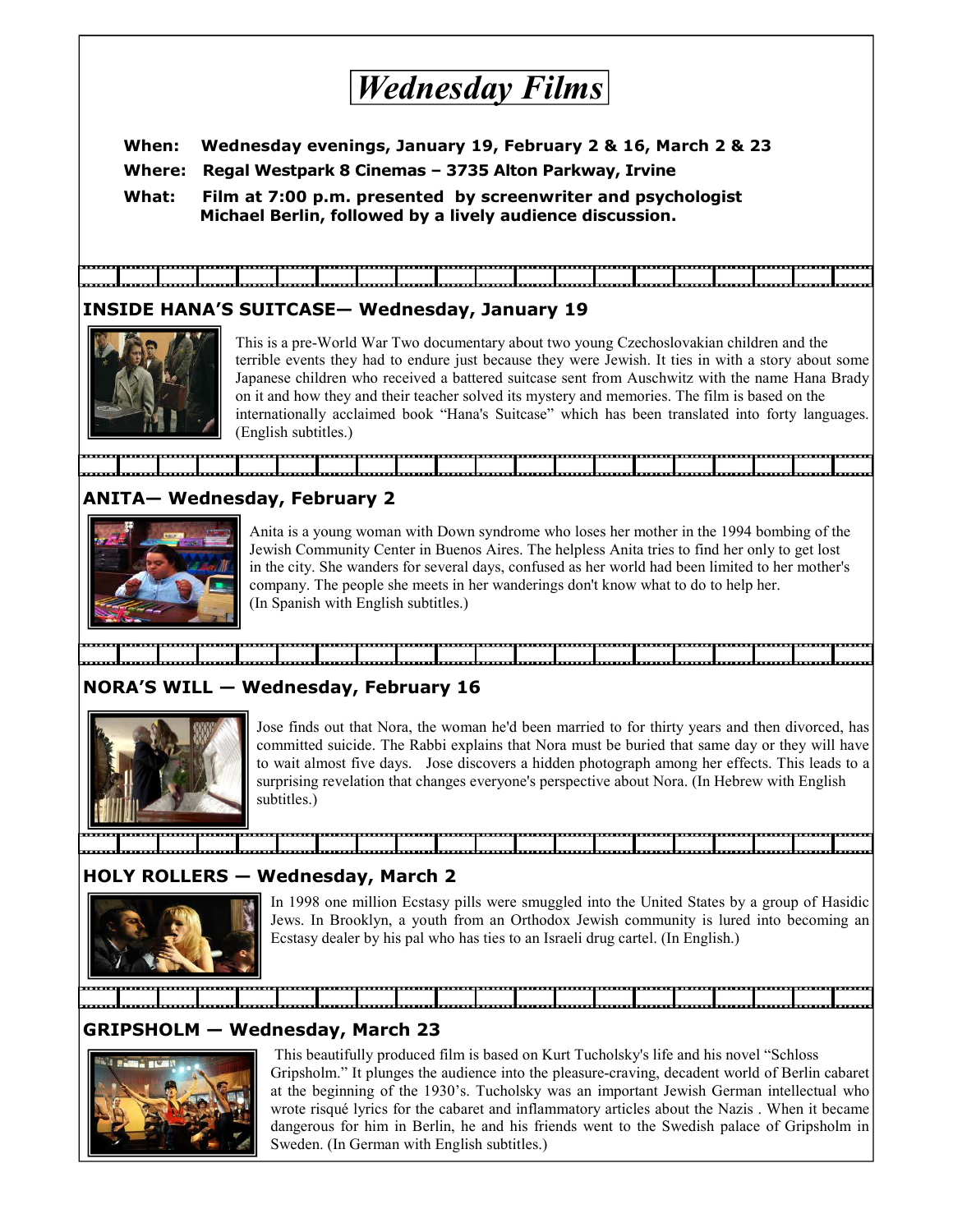# *Wednesday Films*

**When:** **Wednesday evenings, January 19, February 2 & 16, March 2 & 23**

**Where:** **Regal Westpark 8 Cinemas – 3735 Alton Parkway, Irvine**

**What:** **Film at 7:00 p.m. presented by screenwriter and psychologist Michael Berlin, followed by a lively audience discussion.**

## INSIDE HANA'S SUITCASE— Wednesday, January 19

This is a pre-World War Two documentary about two young Czechoslovakian children and the terrible events they had to endure just because they were Jewish. It ties in with a story about some Japanese children who received a battered suitcase sent from Auschwitz with the name Hana Brady on it and how they and their teacher solved its mystery and memories. The film is based on the internationally acclaimed book "Hana's Suitcase" which has been translated into forty languages. (English subtitles.)

## ANITA— Wednesday, February 2

Anita is a young woman with Down syndrome who loses her mother in the 1994 bombing of the Jewish Community Center in Buenos Aires. The helpless Anita tries to find her only to get lost in the city. She wanders for several days, confused as her world had been limited to her mother's company. The people she meets in her wanderings don't know what to do to help her. (In Spanish with English subtitles.)

## NORA'S WILL — Wednesday, February 16

Jose finds out that Nora, the woman he'd been married to for thirty years and then divorced, has committed suicide. The Rabbi explains that Nora must be buried that same day or they will have to wait almost five days. Jose discovers a hidden photograph among her effects. This leads to a surprising revelation that changes everyone's perspective about Nora. (In Hebrew with English subtitles.)

## HOLY ROLLERS — Wednesday, March 2

In 1998 one million Ecstasy pills were smuggled into the United States by a group of Hasidic Jews. In Brooklyn, a youth from an Orthodox Jewish community is lured into becoming an Ecstasy dealer by his pal who has ties to an Israeli drug cartel. (In English.)

## GRIPSHOLM — Wednesday, March 23

This beautifully produced film is based on Kurt Tucholsky's life and his novel "Schloss Gripsholm." It plunges the audience into the pleasure-craving, decadent world of Berlin cabaret at the beginning of the 1930's. Tucholsky was an important Jewish German intellectual who wrote risqué lyrics for the cabaret and inflammatory articles about the Nazis . When it became dangerous for him in Berlin, he and his friends went to the Swedish palace of Gripsholm in Sweden. (In German with English subtitles.)